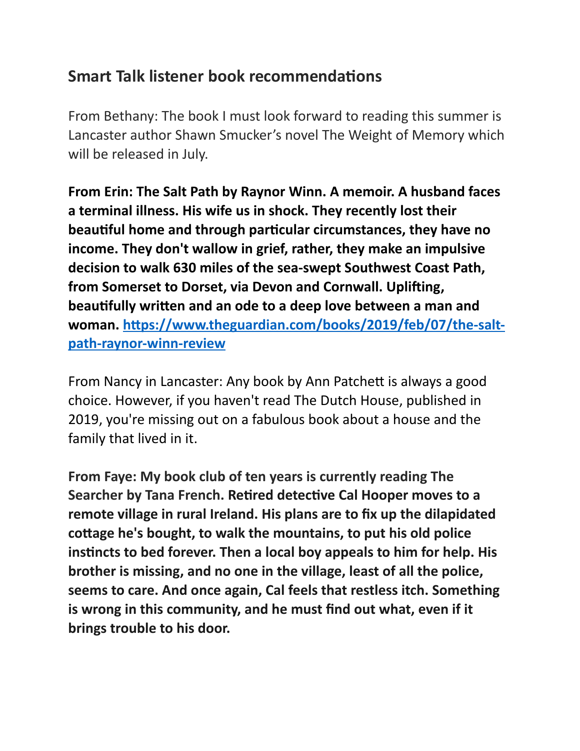## Smart Talk listener book recommendations

From Bethany: The book I must look forward to reading this summer is Lancaster author Shawn Smucker's novel The Weight of Memory which will be released in July.

**From Erin: The Salt Path by Raynor Winn. A memoir. A husband faces a terminal illness. His wife us in shock. They recently lost their beautiful home and through particular circumstances, they have no income. They don't wallow in grief, rather, they make an impulsive decision to walk 630 miles of the sea-swept Southwest Coast Path, from Somerset to Dorset, via Devon and Cornwall. Uplifting, beautifully written and an ode to a deep love between a man and woman. [https://www.theguardian.com/books/2019/feb/07/the-salt-path-raynor-winn-review](https://www.theguardian.com/books/2019/feb/07/the-salt-path-raynor-winn-review)**

From Nancy in Lancaster: Any book by Ann Patchett is always a good choice. However, if you haven't read The Dutch House, published in 2019, you're missing out on a fabulous book about a house and the family that lived in it.

**From Faye: My book club of ten years is currently reading The Searcher by Tana French. Retired detective Cal Hooper moves to a remote village in rural Ireland. His plans are to fix up the dilapidated cottage he's bought, to walk the mountains, to put his old police instincts to bed forever. Then a local boy appeals to him for help. His brother is missing, and no one in the village, least of all the police, seems to care. And once again, Cal feels that restless itch. Something is wrong in this community, and he must find out what, even if it brings trouble to his door.**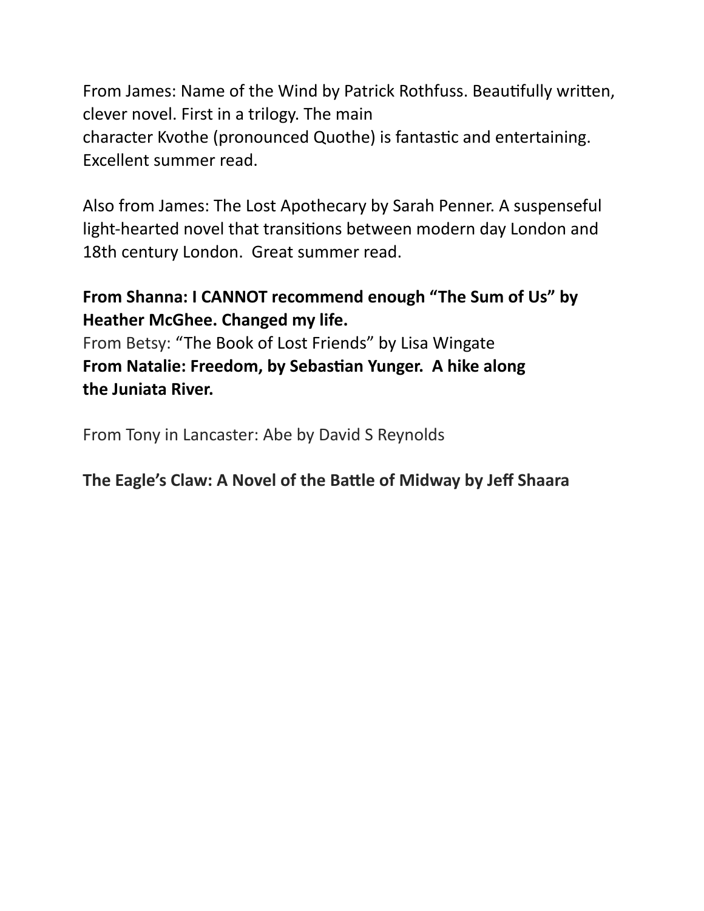From James: Name of the Wind by Patrick Rothfuss. Beautifully written, clever novel. First in a trilogy. The main character Kvothe (pronounced Quothe) is fantastic and entertaining. Excellent summer read.

Also from James: The Lost Apothecary by Sarah Penner. A suspenseful light-hearted novel that transitions between modern day London and 18th century London. Great summer read.

**From Shanna: I CANNOT recommend enough "The Sum of Us" by Heather McGhee. Changed my life.**
From Betsy: "The Book of Lost Friends" by Lisa Wingate
**From Natalie: Freedom, by Sebastian Yunger. A hike along the Juniata River.**

From Tony in Lancaster: Abe by David S Reynolds

**The Eagle's Claw: A Novel of the Battle of Midway by Jeff Shaara**